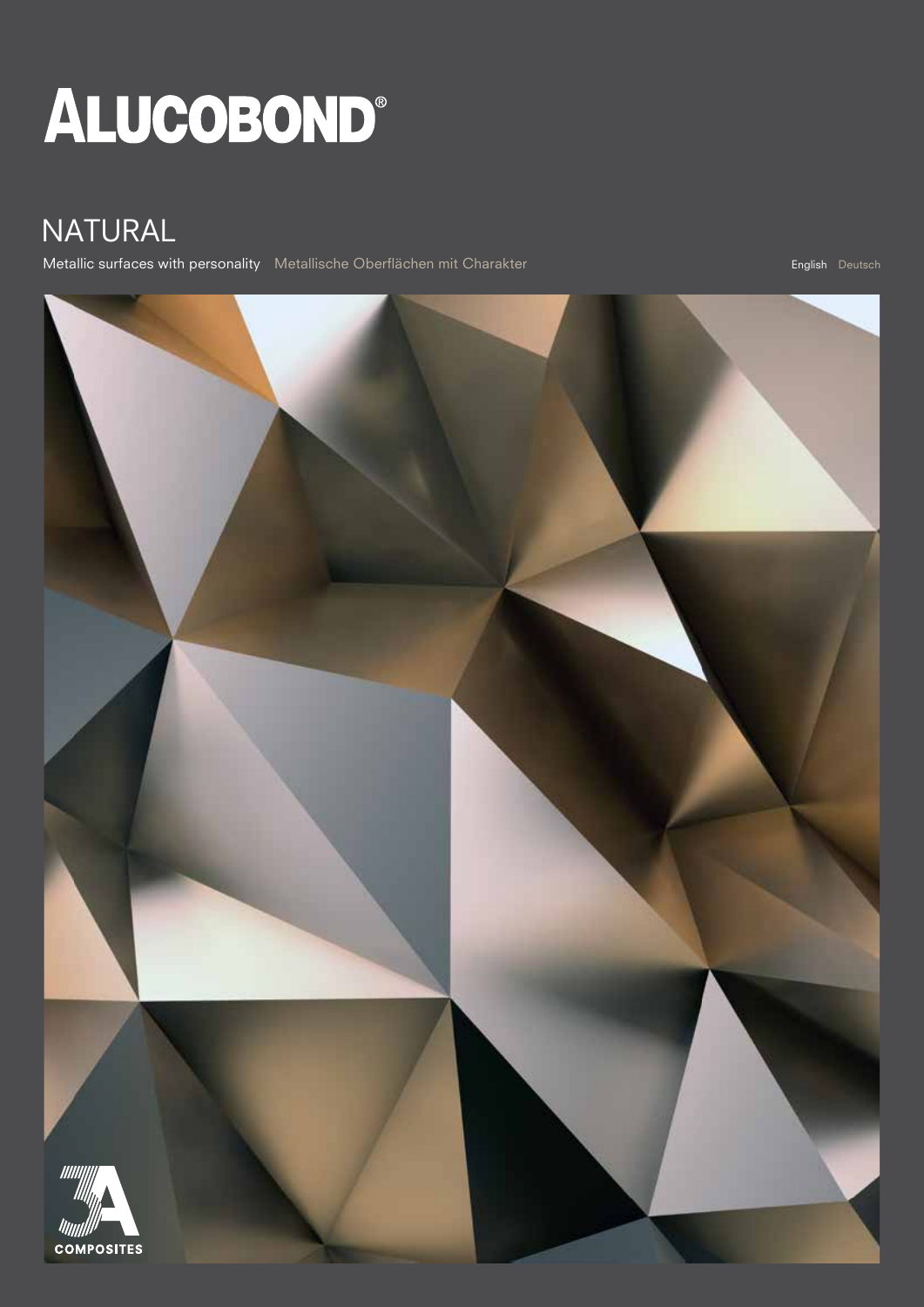# ALUCOBOND®

## NATURAL

Metallic surfaces with personality   Metallische Oberflächen mit Charakter

English   Deutsch

3A COMPOSITES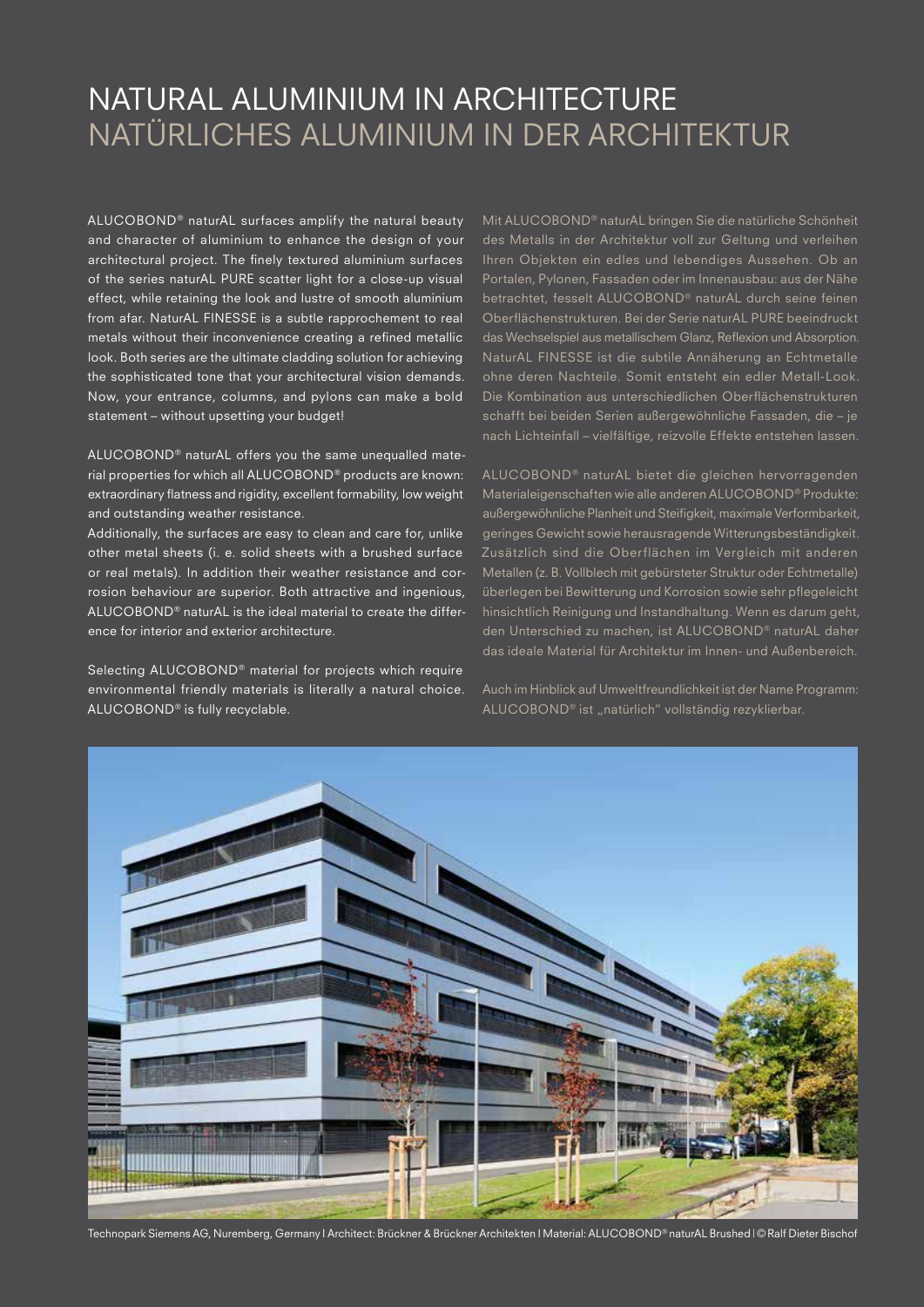# NATURAL ALUMINIUM IN ARCHITECTURE
# NATÜRLICHES ALUMINIUM IN DER ARCHITEKTUR

ALUCOBOND® naturAL surfaces amplify the natural beauty and character of aluminium to enhance the design of your architectural project. The finely textured aluminium surfaces of the series naturAL PURE scatter light for a close-up visual effect, while retaining the look and lustre of smooth aluminium from afar. NaturAL FINESSE is a subtle rapprochement to real metals without their inconvenience creating a refined metallic look. Both series are the ultimate cladding solution for achieving the sophisticated tone that your architectural vision demands. Now, your entrance, columns, and pylons can make a bold statement – without upsetting your budget!

ALUCOBOND® naturAL offers you the same unequalled material properties for which all ALUCOBOND® products are known: extraordinary flatness and rigidity, excellent formability, low weight and outstanding weather resistance.
Additionally, the surfaces are easy to clean and care for, unlike other metal sheets (i. e. solid sheets with a brushed surface or real metals). In addition their weather resistance and corrosion behaviour are superior. Both attractive and ingenious, ALUCOBOND® naturAL is the ideal material to create the difference for interior and exterior architecture.

Selecting ALUCOBOND® material for projects which require environmental friendly materials is literally a natural choice. ALUCOBOND® is fully recyclable.

Mit ALUCOBOND® naturAL bringen Sie die natürliche Schönheit des Metalls in der Architektur voll zur Geltung und verleihen Ihren Objekten ein edles und lebendiges Aussehen. Ob an Portalen, Pylonen, Fassaden oder im Innenausbau: aus der Nähe betrachtet, fesselt ALUCOBOND® naturAL durch seine feinen Oberflächenstrukturen. Bei der Serie naturAL PURE beeindruckt das Wechselspiel aus metallischem Glanz, Reflexion und Absorption. NaturAL FINESSE ist die subtile Annäherung an Echtmetalle ohne deren Nachteile. Somit entsteht ein edler Metall-Look. Die Kombination aus unterschiedlichen Oberflächenstrukturen schafft bei beiden Serien außergewöhnliche Fassaden, die – je nach Lichteinfall – vielfältige, reizvolle Effekte entstehen lassen.

ALUCOBOND® naturAL bietet die gleichen hervorragenden Materialeigenschaften wie alle anderen ALUCOBOND® Produkte: außergewöhnliche Planheit und Steifigkeit, maximale Verformbarkeit, geringes Gewicht sowie herausragende Witterungsbeständigkeit. Zusätzlich sind die Oberflächen im Vergleich mit anderen Metallen (z. B. Vollblech mit gebürsteter Struktur oder Echtmetalle) überlegen bei Bewitterung und Korrosion sowie sehr pflegeleicht hinsichtlich Reinigung und Instandhaltung. Wenn es darum geht, den Unterschied zu machen, ist ALUCOBOND® naturAL daher das ideale Material für Architektur im Innen- und Außenbereich.

Auch im Hinblick auf Umweltfreundlichkeit ist der Name Programm: ALUCOBOND® ist „natürlich" vollständig rezyklierbar.

Technopark Siemens AG, Nuremberg, Germany | Architect: Brückner & Brückner Architekten | Material: ALUCOBOND® naturAL Brushed | © Ralf Dieter Bischof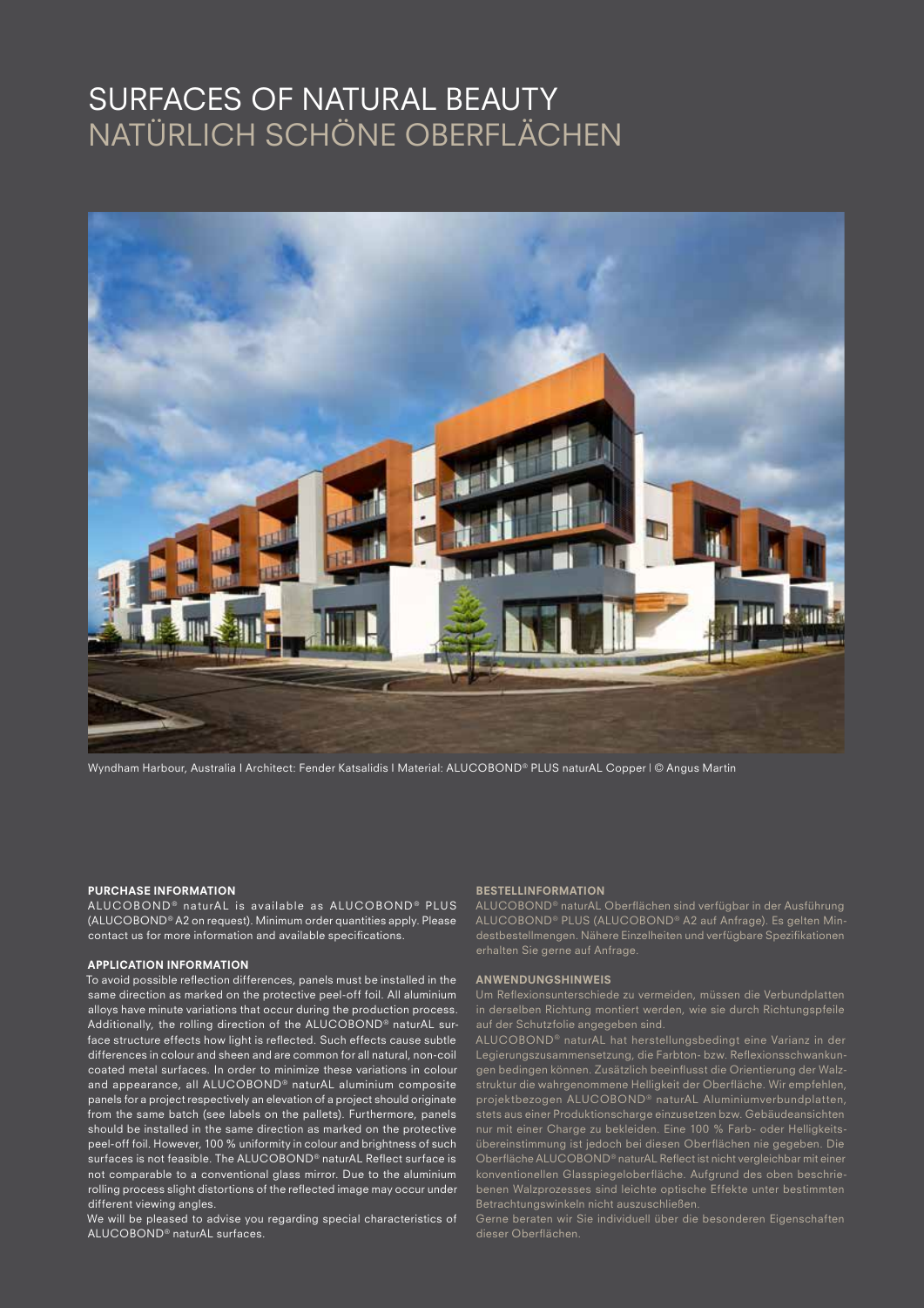# SURFACES OF NATURAL BEAUTY
# NATÜRLICH SCHÖNE OBERFLÄCHEN

Wyndham Harbour, Australia | Architect: Fender Katsalidis | Material: ALUCOBOND® PLUS naturAL Copper | © Angus Martin

**PURCHASE INFORMATION**

ALUCOBOND® naturAL is available as ALUCOBOND® PLUS (ALUCOBOND® A2 on request). Minimum order quantities apply. Please contact us for more information and available specifications.

**APPLICATION INFORMATION**

To avoid possible reflection differences, panels must be installed in the same direction as marked on the protective peel-off foil. All aluminium alloys have minute variations that occur during the production process. Additionally, the rolling direction of the ALUCOBOND® naturAL surface structure effects how light is reflected. Such effects cause subtle differences in colour and sheen and are common for all natural, non-coil coated metal surfaces. In order to minimize these variations in colour and appearance, all ALUCOBOND® naturAL aluminium composite panels for a project respectively an elevation of a project should originate from the same batch (see labels on the pallets). Furthermore, panels should be installed in the same direction as marked on the protective peel-off foil. However, 100 % uniformity in colour and brightness of such surfaces is not feasible. The ALUCOBOND® naturAL Reflect surface is not comparable to a conventional glass mirror. Due to the aluminium rolling process slight distortions of the reflected image may occur under different viewing angles.

We will be pleased to advise you regarding special characteristics of ALUCOBOND® naturAL surfaces.

**BESTELLINFORMATION**

ALUCOBOND® naturAL Oberflächen sind verfügbar in der Ausführung ALUCOBOND® PLUS (ALUCOBOND® A2 auf Anfrage). Es gelten Mindestbestellmengen. Nähere Einzelheiten und verfügbare Spezifikationen erhalten Sie gerne auf Anfrage.

**ANWENDUNGSHINWEIS**

Um Reflexionsunterschiede zu vermeiden, müssen die Verbundplatten in derselben Richtung montiert werden, wie sie durch Richtungspfeile auf der Schutzfolie angegeben sind.

ALUCOBOND® naturAL hat herstellungsbedingt eine Varianz in der Legierungszusammensetzung, die Farbton- bzw. Reflexionsschwankungen bedingen können. Zusätzlich beeinflusst die Orientierung der Walzstruktur die wahrgenommene Helligkeit der Oberfläche. Wir empfehlen, projektbezogen ALUCOBOND® naturAL Aluminiumverbundplatten, stets aus einer Produktionscharge einzusetzen bzw. Gebäudeansichten nur mit einer Charge zu bekleiden. Eine 100 % Farb- oder Helligkeitsübereinstimmung ist jedoch bei diesen Oberflächen nie gegeben. Die Oberfläche ALUCOBOND® naturAL Reflect ist nicht vergleichbar mit einer konventionellen Glasspiegeloberfläche. Aufgrund des oben beschriebenen Walzprozesses sind leichte optische Effekte unter bestimmten Betrachtungswinkeln nicht auszuschließen.

Gerne beraten wir Sie individuell über die besonderen Eigenschaften dieser Oberflächen.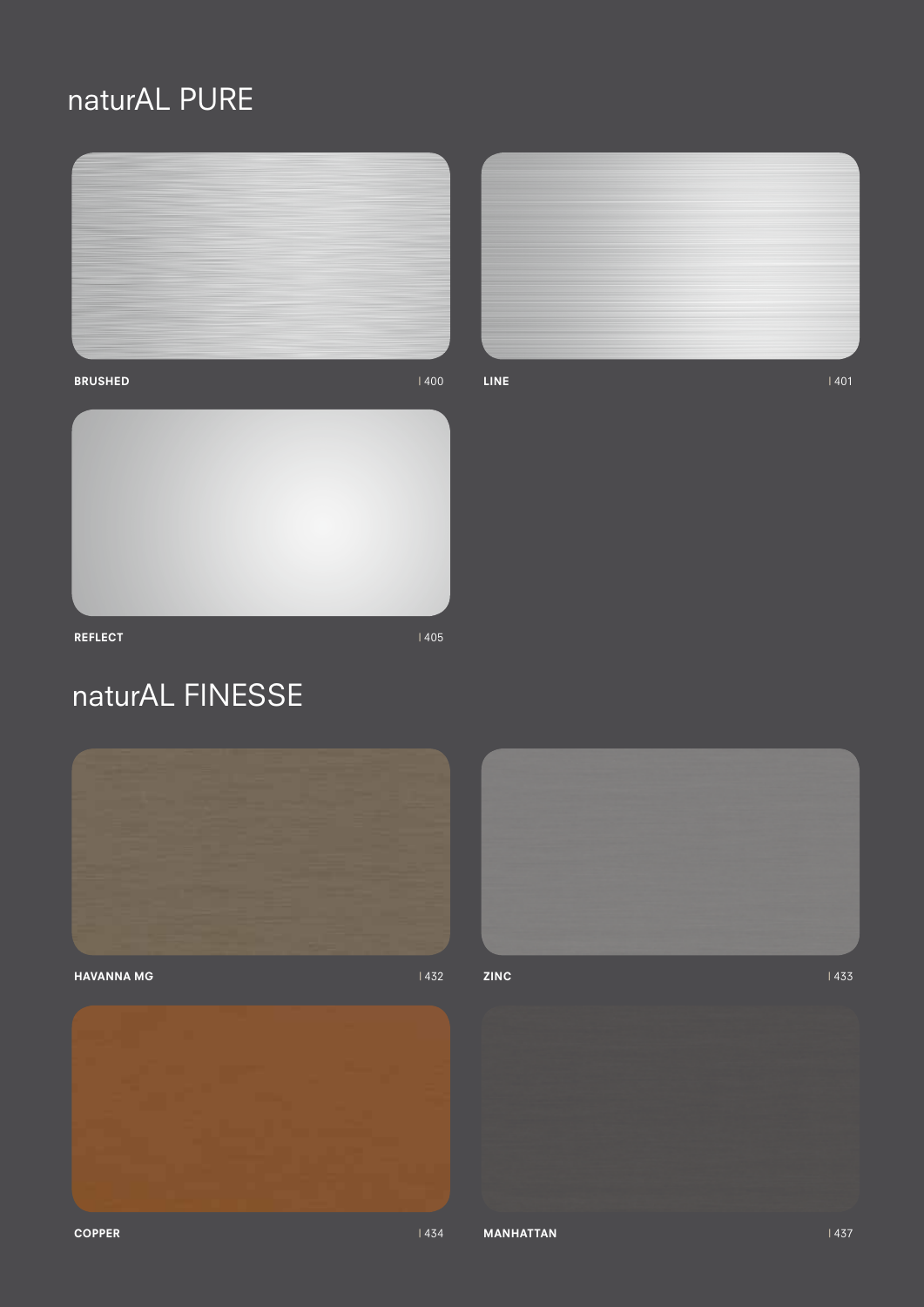# naturAL PURE

**BRUSHED** | 400

**LINE** | 401

**REFLECT** | 405

# naturAL FINESSE

**HAVANNA MG** | 432

**ZINC** | 433

**COPPER** | 434

**MANHATTAN** | 437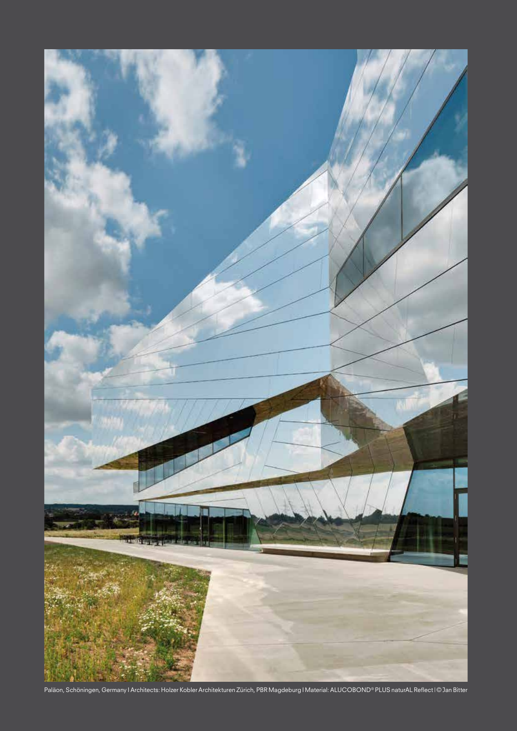Paläon, Schöningen, Germany I Architects: Holzer Kobler Architekturen Zürich, PBR Magdeburg I Material: ALUCOBOND® PLUS naturAL Reflect I © Jan Bitter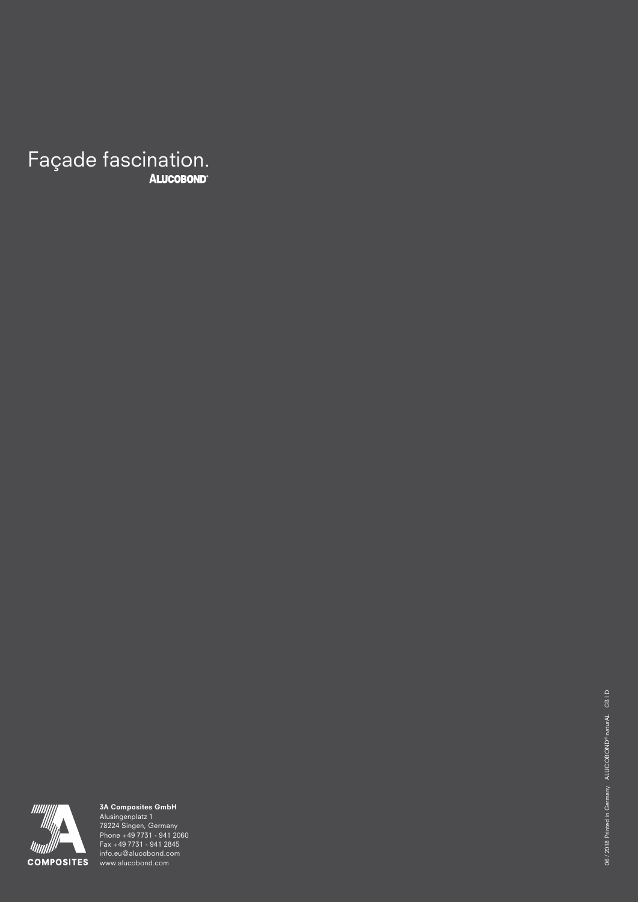Façade fascination.
ALUCOBOND®

COMPOSITES

**3A Composites GmbH**
Alusingenplatz 1
78224 Singen, Germany
Phone +49 7731 - 941 2060
Fax +49 7731 - 941 2845
info.eu@alucobond.com
www.alucobond.com

06 / 2018 Printed in Germany ALUCOBOND® naturAL GB | D